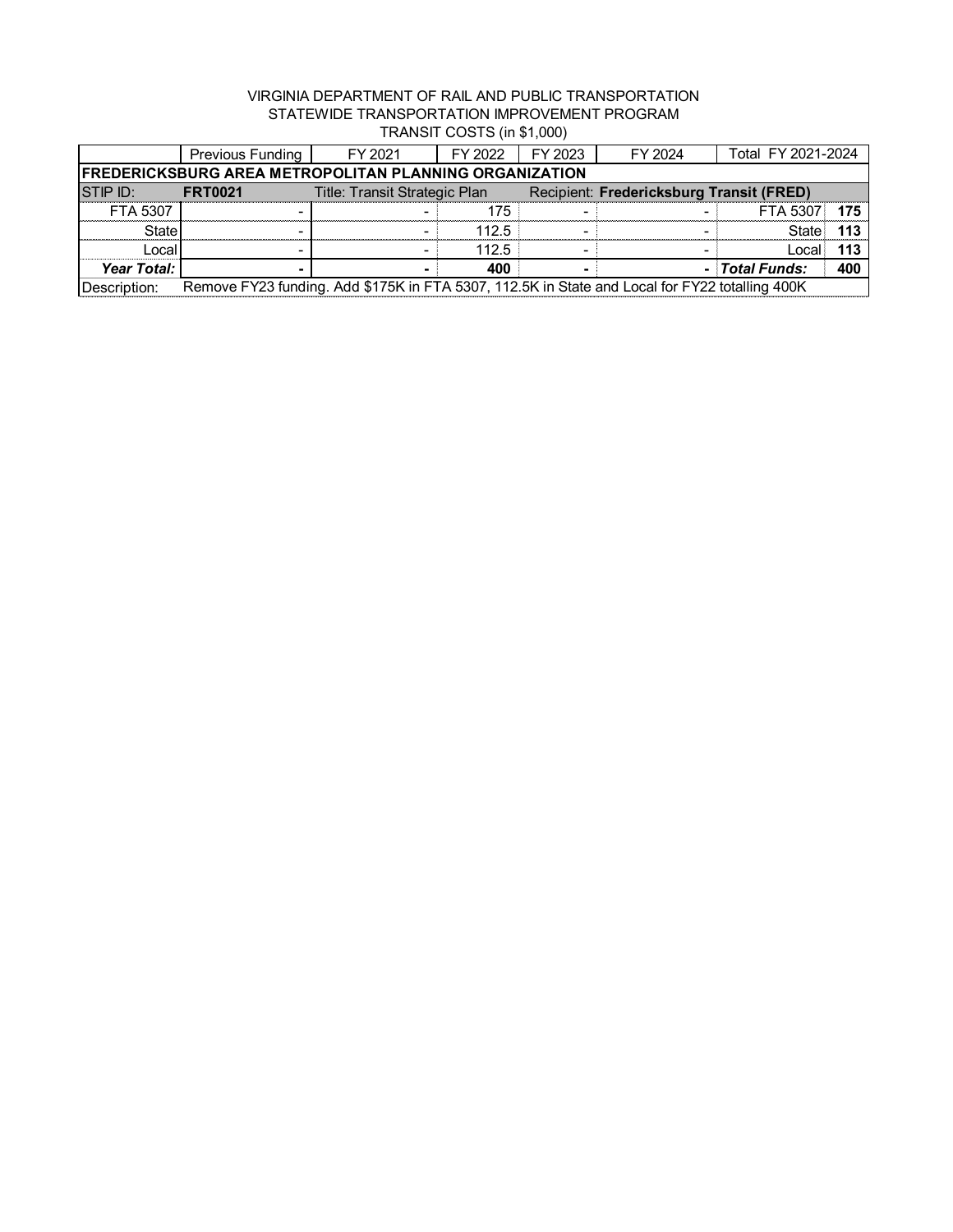VIRGINIA DEPARTMENT OF RAIL AND PUBLIC TRANSPORTATION
STATEWIDE TRANSPORTATION IMPROVEMENT PROGRAM
TRANSIT COSTS (in $1,000)

| | Previous Funding | FY 2021 | FY 2022 | FY 2023 | FY 2024 | Total FY 2021-2024 | |
|---|---|---|---|---|---|---|---|
| **FREDERICKSBURG AREA METROPOLITAN PLANNING ORGANIZATION** | | | | | | | |
| STIP ID: | **FRT0021** | Title: Transit Strategic Plan | | Recipient: **Fredericksburg Transit (FRED)** | | | |
| FTA 5307 | - | - | 175 | - | - | FTA 5307 | **175** |
| State | - | - | 112.5 | - | - | State | **113** |
| Local | - | - | 112.5 | - | - | Local | **113** |
| ***Year Total:*** | **-** | **-** | **400** | **-** | **-** | ***Total Funds:*** | **400** |
| Description: | Remove FY23 funding. Add $175K in FTA 5307, 112.5K in State and Local for FY22 totalling 400K | | | | | | |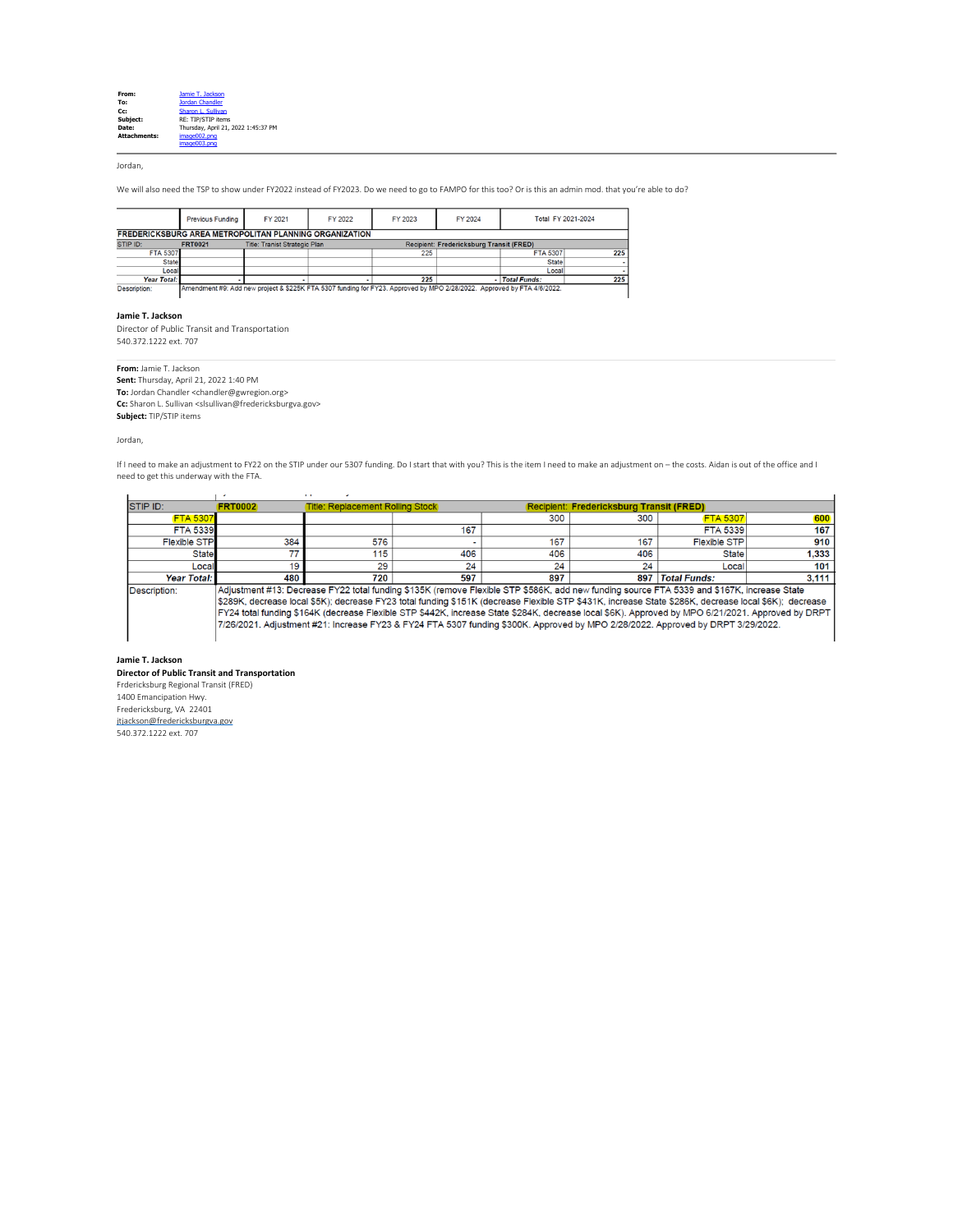**From:** Jamie T. Jackson
**To:** Jordan Chandler
**Cc:** Sharon L. Sullivan
**Subject:** RE: TIP/STIP items
**Date:** Thursday, April 21, 2022 1:45:37 PM
**Attachments:** image002.png
image003.png

Jordan,

We will also need the TSP to show under FY2022 instead of FY2023. Do we need to go to FAMPO for this too? Or is this an admin mod. that you're able to do?

| | Previous Funding | FY 2021 | FY 2022 | FY 2023 | FY 2024 | Total FY 2021-2024 | |
|---|---|---|---|---|---|---|---|
| FREDERICKSBURG AREA METROPOLITAN PLANNING ORGANIZATION | | | | | | | |
| STIP ID: | FRT0021 | Title: Tranist Strategic Plan | | Recipient: Fredericksburg Transit (FRED) | | | |
| FTA 5307 | | | | 225 | | FTA 5307 | 225 |
| State | | | | | | State | - |
| Local | | | | | | Local | - |
| *Year Total:* | - | - | - | 225 | - | *Total Funds:* | 225 |
| Description: | Amendment #9: Add new project & $225K FTA 5307 funding for FY23. Approved by MPO 2/28/2022. Approved by FTA 4/6/2022. | | | | | | |

**Jamie T. Jackson**
Director of Public Transit and Transportation
540.372.1222 ext. 707

**From:** Jamie T. Jackson
**Sent:** Thursday, April 21, 2022 1:40 PM
**To:** Jordan Chandler <chandler@gwregion.org>
**Cc:** Sharon L. Sullivan <slsullivan@fredericksburgva.gov>
**Subject:** TIP/STIP items

Jordan,

If I need to make an adjustment to FY22 on the STIP under our 5307 funding. Do I start that with you? This is the item I need to make an adjustment on – the costs. Aidan is out of the office and I need to get this underway with the FTA.

| | | | | | | | |
|---|---|---|---|---|---|---|---|
| STIP ID: | FRT0002 | Title: Replacement Rolling Stock | | Recipient: Fredericksburg Transit (FRED) | | | |
| FTA 5307 | | | | 300 | 300 | FTA 5307 | 600 |
| FTA 5339 | | | 167 | | | FTA 5339 | 167 |
| Flexible STP | 384 | 576 | - | 167 | 167 | Flexible STP | 910 |
| State | 77 | 115 | 406 | 406 | 406 | State | 1,333 |
| Local | 19 | 29 | 24 | 24 | 24 | Local | 101 |
| *Year Total:* | 480 | 720 | 597 | 897 | 897 | *Total Funds:* | 3,111 |
| Description: | Adjustment #13: Decrease FY22 total funding $135K (remove Flexible STP $586K, add new funding source FTA 5339 and $167K, increase State $289K, decrease local $5K); decrease FY23 total funding $151K (decrease Flexible STP $431K, increase State $286K, decrease local $6K); decrease FY24 total funding $164K (decrease Flexible STP $442K, increase State $284K, decrease local $6K). Approved by MPO 6/21/2021. Approved by DRPT 7/26/2021. Adjustment #21: Increase FY23 & FY24 FTA 5307 funding $300K. Approved by MPO 2/28/2022. Approved by DRPT 3/29/2022. | | | | | | |

**Jamie T. Jackson**
**Director of Public Transit and Transportation**
Frdericksburg Regional Transit (FRED)
1400 Emancipation Hwy.
Fredericksburg, VA 22401
jtjackson@fredericksburgva.gov
540.372.1222 ext. 707